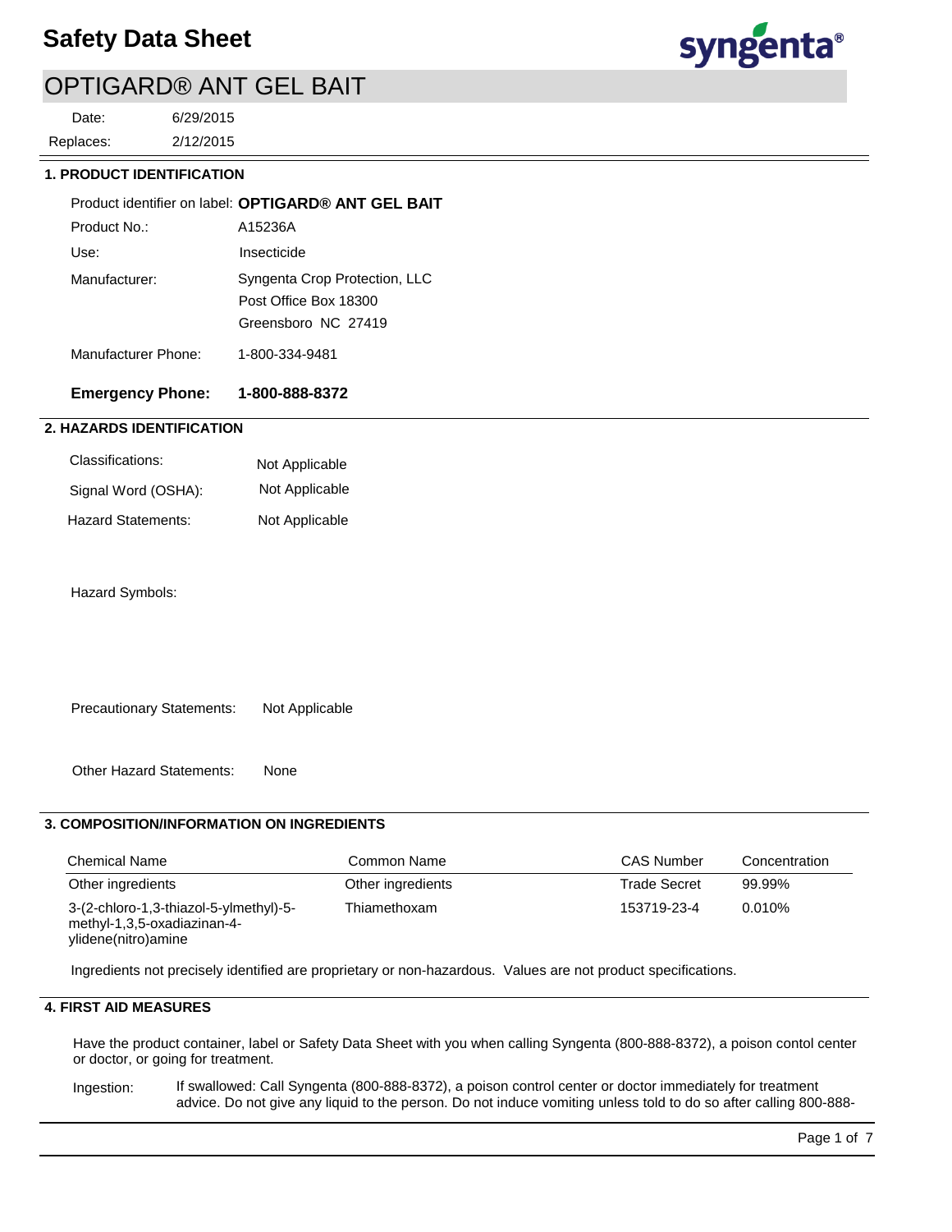# Safety Data Sheet

## OPTIGARD® ANT GEL BAIT

Date: 6/29/2015

Replaces: 2/12/2015

### 1. PRODUCT IDENTIFICATION

Product identifier on label: **OPTIGARD® ANT GEL BAIT**

Product No.: A15236A

Use: Insecticide

Manufacturer: Syngenta Crop Protection, LLC
Post Office Box 18300
Greensboro NC 27419

Manufacturer Phone: 1-800-334-9481

**Emergency Phone: 1-800-888-8372**

### 2. HAZARDS IDENTIFICATION

Classifications: Not Applicable

Signal Word (OSHA): Not Applicable

Hazard Statements: Not Applicable

Hazard Symbols:

Precautionary Statements: Not Applicable

Other Hazard Statements: None

### 3. COMPOSITION/INFORMATION ON INGREDIENTS

| Chemical Name | Common Name | CAS Number | Concentration |
|---|---|---|---|
| Other ingredients | Other ingredients | Trade Secret | 99.99% |
| 3-(2-chloro-1,3-thiazol-5-ylmethyl)-5-methyl-1,3,5-oxadiazinan-4-ylidene(nitro)amine | Thiamethoxam | 153719-23-4 | 0.010% |

Ingredients not precisely identified are proprietary or non-hazardous. Values are not product specifications.

### 4. FIRST AID MEASURES

Have the product container, label or Safety Data Sheet with you when calling Syngenta (800-888-8372), a poison contol center or doctor, or going for treatment.

Ingestion: If swallowed: Call Syngenta (800-888-8372), a poison control center or doctor immediately for treatment advice. Do not give any liquid to the person. Do not induce vomiting unless told to do so after calling 800-888-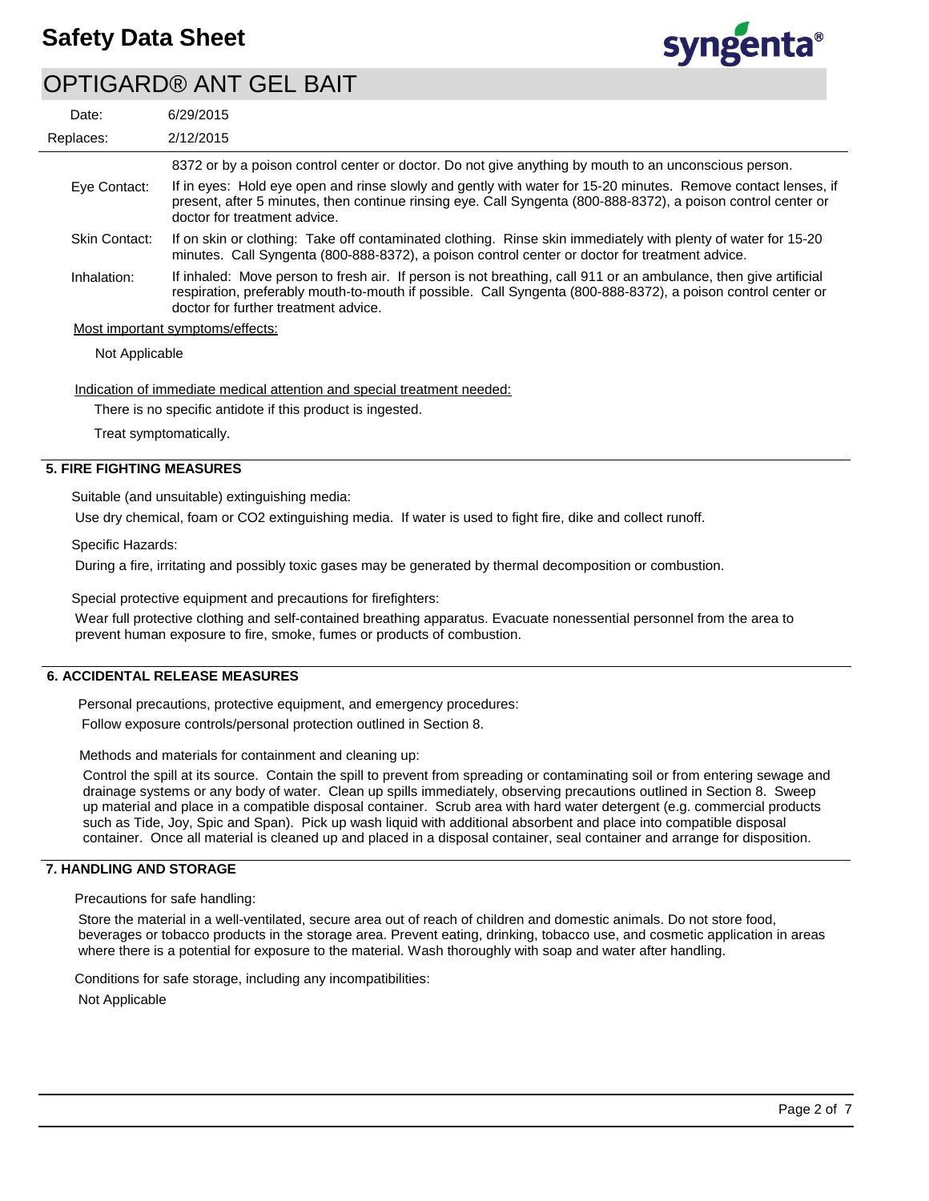8372 or by a poison control center or doctor. Do not give anything by mouth to an unconscious person.

Eye Contact: If in eyes: Hold eye open and rinse slowly and gently with water for 15-20 minutes. Remove contact lenses, if present, after 5 minutes, then continue rinsing eye. Call Syngenta (800-888-8372), a poison control center or doctor for treatment advice.

Skin Contact: If on skin or clothing: Take off contaminated clothing. Rinse skin immediately with plenty of water for 15-20 minutes. Call Syngenta (800-888-8372), a poison control center or doctor for treatment advice.

Inhalation: If inhaled: Move person to fresh air. If person is not breathing, call 911 or an ambulance, then give artificial respiration, preferably mouth-to-mouth if possible. Call Syngenta (800-888-8372), a poison control center or doctor for further treatment advice.

Most important symptoms/effects:

Not Applicable

Indication of immediate medical attention and special treatment needed:

There is no specific antidote if this product is ingested.

Treat symptomatically.

## 5. FIRE FIGHTING MEASURES

Suitable (and unsuitable) extinguishing media:

Use dry chemical, foam or $CO_2$ extinguishing media. If water is used to fight fire, dike and collect runoff.

Specific Hazards:

During a fire, irritating and possibly toxic gases may be generated by thermal decomposition or combustion.

Special protective equipment and precautions for firefighters:

Wear full protective clothing and self-contained breathing apparatus. Evacuate nonessential personnel from the area to prevent human exposure to fire, smoke, fumes or products of combustion.

## 6. ACCIDENTAL RELEASE MEASURES

Personal precautions, protective equipment, and emergency procedures:

Follow exposure controls/personal protection outlined in Section 8.

Methods and materials for containment and cleaning up:

Control the spill at its source. Contain the spill to prevent from spreading or contaminating soil or from entering sewage and drainage systems or any body of water. Clean up spills immediately, observing precautions outlined in Section 8. Sweep up material and place in a compatible disposal container. Scrub area with hard water detergent (e.g. commercial products such as Tide, Joy, Spic and Span). Pick up wash liquid with additional absorbent and place into compatible disposal container. Once all material is cleaned up and placed in a disposal container, seal container and arrange for disposition.

## 7. HANDLING AND STORAGE

Precautions for safe handling:

Store the material in a well-ventilated, secure area out of reach of children and domestic animals. Do not store food, beverages or tobacco products in the storage area. Prevent eating, drinking, tobacco use, and cosmetic application in areas where there is a potential for exposure to the material. Wash thoroughly with soap and water after handling.

Conditions for safe storage, including any incompatibilities:

Not Applicable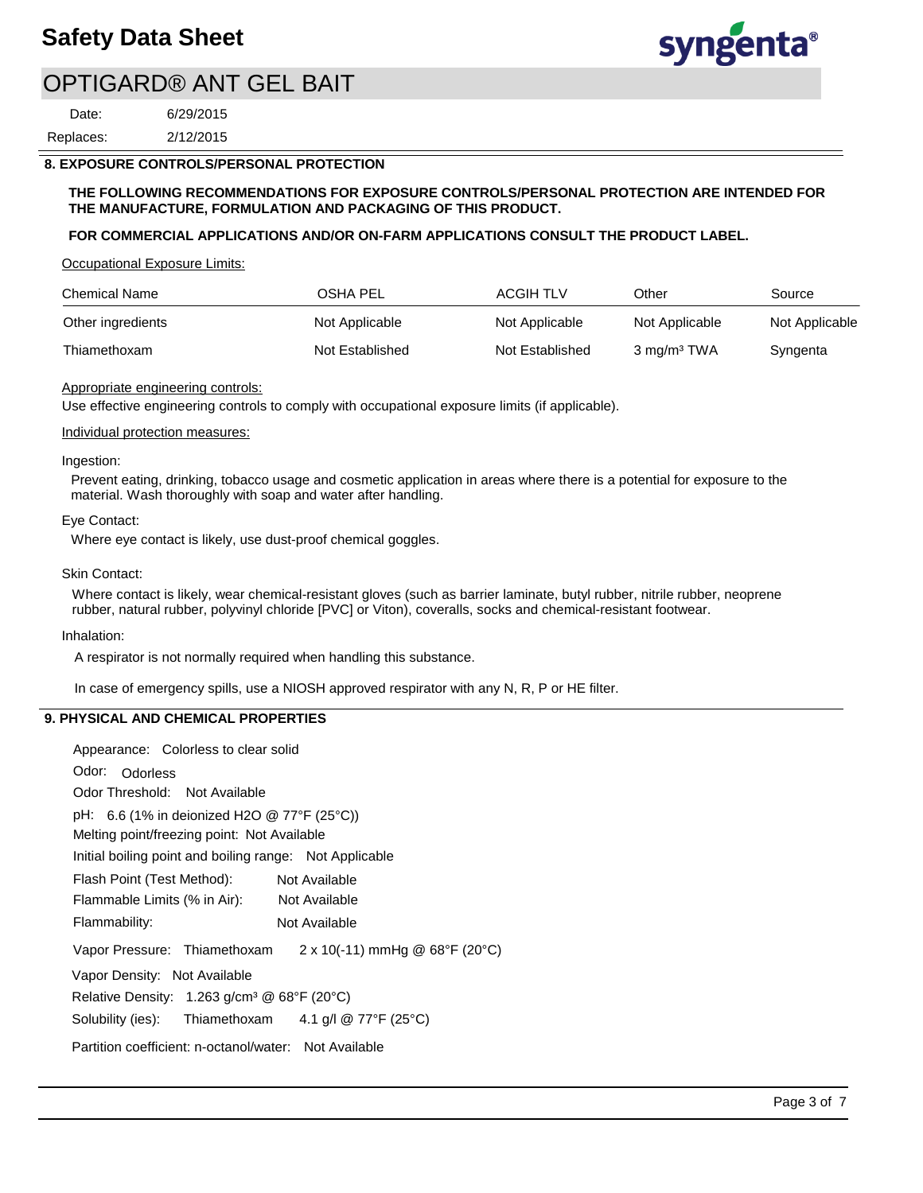## 8. EXPOSURE CONTROLS/PERSONAL PROTECTION

**THE FOLLOWING RECOMMENDATIONS FOR EXPOSURE CONTROLS/PERSONAL PROTECTION ARE INTENDED FOR THE MANUFACTURE, FORMULATION AND PACKAGING OF THIS PRODUCT.**

**FOR COMMERCIAL APPLICATIONS AND/OR ON-FARM APPLICATIONS CONSULT THE PRODUCT LABEL.**

Occupational Exposure Limits:

| Chemical Name | OSHA PEL | ACGIH TLV | Other | Source |
|---|---|---|---|---|
| Other ingredients | Not Applicable | Not Applicable | Not Applicable | Not Applicable |
| Thiamethoxam | Not Established | Not Established | 3 $mg/m^3$ TWA | Syngenta |

Appropriate engineering controls:

Use effective engineering controls to comply with occupational exposure limits (if applicable).

Individual protection measures:

Ingestion:

Prevent eating, drinking, tobacco usage and cosmetic application in areas where there is a potential for exposure to the material. Wash thoroughly with soap and water after handling.

Eye Contact:

Where eye contact is likely, use dust-proof chemical goggles.

Skin Contact:

Where contact is likely, wear chemical-resistant gloves (such as barrier laminate, butyl rubber, nitrile rubber, neoprene rubber, natural rubber, polyvinyl chloride [PVC] or Viton), coveralls, socks and chemical-resistant footwear.

Inhalation:

A respirator is not normally required when handling this substance.

In case of emergency spills, use a NIOSH approved respirator with any N, R, P or HE filter.

## 9. PHYSICAL AND CHEMICAL PROPERTIES

Appearance: Colorless to clear solid

Odor: Odorless

Odor Threshold: Not Available

pH: 6.6 (1% in deionized $H_2O$ @ 77°F (25°C))

Melting point/freezing point: Not Available

Initial boiling point and boiling range: Not Applicable

Flash Point (Test Method): Not Available

Flammable Limits (% in Air): Not Available

Flammability: Not Available

Vapor Pressure: Thiamethoxam $2 \times 10^{-11}$ mmHg @ 68°F (20°C)

Vapor Density: Not Available

Relative Density: 1.263 $g/cm^3$ @ 68°F (20°C)

Solubility (ies): Thiamethoxam 4.1 g/l @ 77°F (25°C)

Partition coefficient: n-octanol/water: Not Available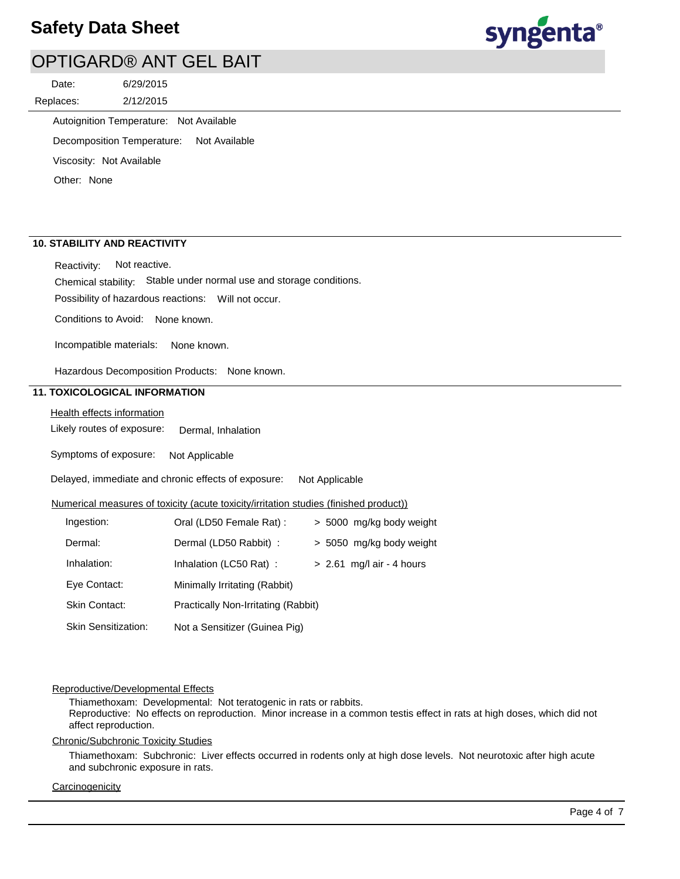Autoignition Temperature: Not Available

Decomposition Temperature: Not Available

Viscosity: Not Available

Other: None

## 10. STABILITY AND REACTIVITY

Reactivity: Not reactive.

Chemical stability: Stable under normal use and storage conditions.

Possibility of hazardous reactions: Will not occur.

Conditions to Avoid: None known.

Incompatible materials: None known.

Hazardous Decomposition Products: None known.

## 11. TOXICOLOGICAL INFORMATION

Health effects information

Likely routes of exposure: Dermal, Inhalation

Symptoms of exposure: Not Applicable

Delayed, immediate and chronic effects of exposure: Not Applicable

Numerical measures of toxicity (acute toxicity/irritation studies (finished product))

| | | |
|---|---|---|
| Ingestion: | Oral (LD50 Female Rat) : | > 5000 mg/kg body weight |
| Dermal: | Dermal (LD50 Rabbit) : | > 5050 mg/kg body weight |
| Inhalation: | Inhalation (LC50 Rat) : | > 2.61 mg/l air - 4 hours |
| Eye Contact: | Minimally Irritating (Rabbit) | |
| Skin Contact: | Practically Non-Irritating (Rabbit) | |
| Skin Sensitization: | Not a Sensitizer (Guinea Pig) | |

Reproductive/Developmental Effects

Thiamethoxam: Developmental: Not teratogenic in rats or rabbits.
Reproductive: No effects on reproduction. Minor increase in a common testis effect in rats at high doses, which did not affect reproduction.

Chronic/Subchronic Toxicity Studies

Thiamethoxam: Subchronic: Liver effects occurred in rodents only at high dose levels. Not neurotoxic after high acute and subchronic exposure in rats.

Carcinogenicity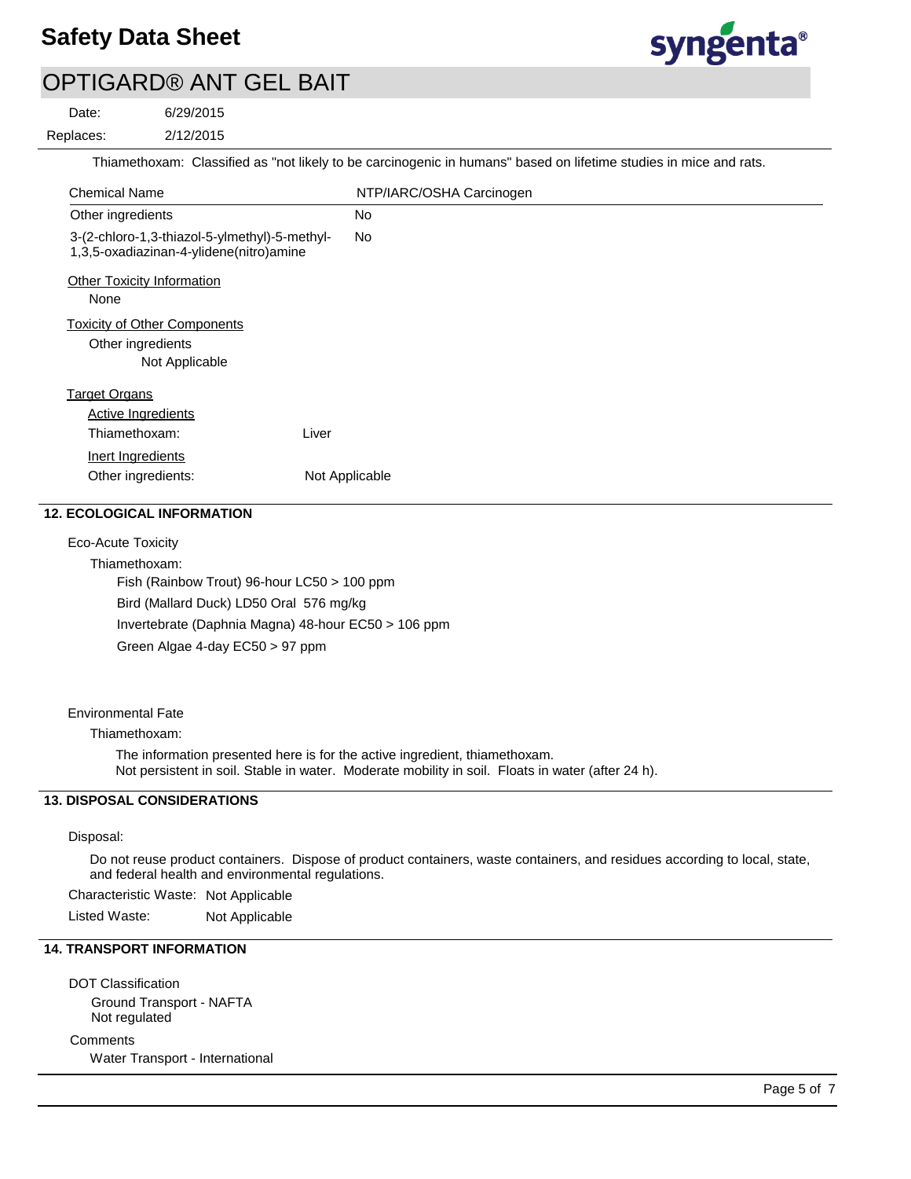Thiamethoxam: Classified as "not likely to be carcinogenic in humans" based on lifetime studies in mice and rats.

| Chemical Name | NTP/IARC/OSHA Carcinogen |
|---|---|
| Other ingredients | No |
| 3-(2-chloro-1,3-thiazol-5-ylmethyl)-5-methyl-1,3,5-oxadiazinan-4-ylidene(nitro)amine | No |

Other Toxicity Information

None

Toxicity of Other Components

Other ingredients

Not Applicable

Target Organs

Active Ingredients

Thiamethoxam: Liver

Inert Ingredients

Other ingredients: Not Applicable

## 12. ECOLOGICAL INFORMATION

Eco-Acute Toxicity

Thiamethoxam:

Fish (Rainbow Trout) 96-hour LC50 > 100 ppm

Bird (Mallard Duck) LD50 Oral 576 mg/kg

Invertebrate (Daphnia Magna) 48-hour EC50 > 106 ppm

Green Algae 4-day EC50 > 97 ppm

Environmental Fate

Thiamethoxam:

The information presented here is for the active ingredient, thiamethoxam.
Not persistent in soil. Stable in water. Moderate mobility in soil. Floats in water (after 24 h).

## 13. DISPOSAL CONSIDERATIONS

Disposal:

Do not reuse product containers. Dispose of product containers, waste containers, and residues according to local, state, and federal health and environmental regulations.

Characteristic Waste: Not Applicable

Listed Waste: Not Applicable

## 14. TRANSPORT INFORMATION

DOT Classification

Ground Transport - NAFTA
Not regulated

Comments

Water Transport - International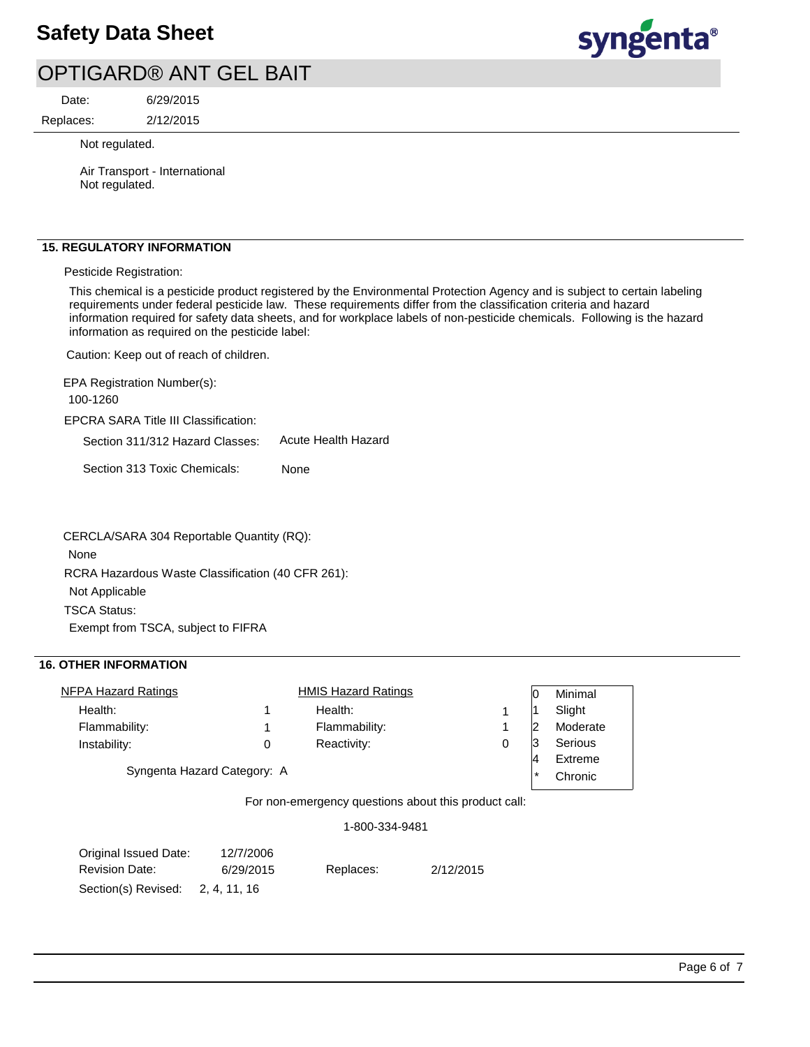Not regulated.

Air Transport - International
Not regulated.

## 15. REGULATORY INFORMATION

Pesticide Registration:

This chemical is a pesticide product registered by the Environmental Protection Agency and is subject to certain labeling requirements under federal pesticide law. These requirements differ from the classification criteria and hazard information required for safety data sheets, and for workplace labels of non-pesticide chemicals. Following is the hazard information as required on the pesticide label:

Caution: Keep out of reach of children.

EPA Registration Number(s):

100-1260

EPCRA SARA Title III Classification:

Section 311/312 Hazard Classes: Acute Health Hazard

Section 313 Toxic Chemicals: None

CERCLA/SARA 304 Reportable Quantity (RQ):

None

RCRA Hazardous Waste Classification (40 CFR 261):

Not Applicable

TSCA Status:

Exempt from TSCA, subject to FIFRA

## 16. OTHER INFORMATION

| NFPA Hazard Ratings | | HMIS Hazard Ratings | |
|---|---|---|---|
| Health: | 1 | Health: | 1 |
| Flammability: | 1 | Flammability: | 1 |
| Instability: | 0 | Reactivity: | 0 |

| | |
|---|---|
| 0 | Minimal |
| 1 | Slight |
| 2 | Moderate |
| 3 | Serious |
| 4 | Extreme |
| * | Chronic |

Syngenta Hazard Category: A

For non-emergency questions about this product call:

1-800-334-9481

Original Issued Date: 12/7/2006
Revision Date: 6/29/2015 Replaces: 2/12/2015
Section(s) Revised: 2, 4, 11, 16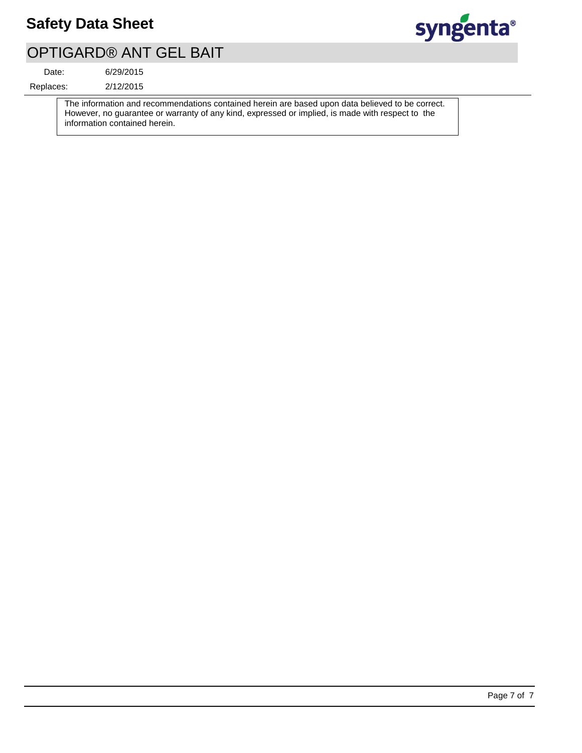The information and recommendations contained herein are based upon data believed to be correct. However, no guarantee or warranty of any kind, expressed or implied, is made with respect to the information contained herein.